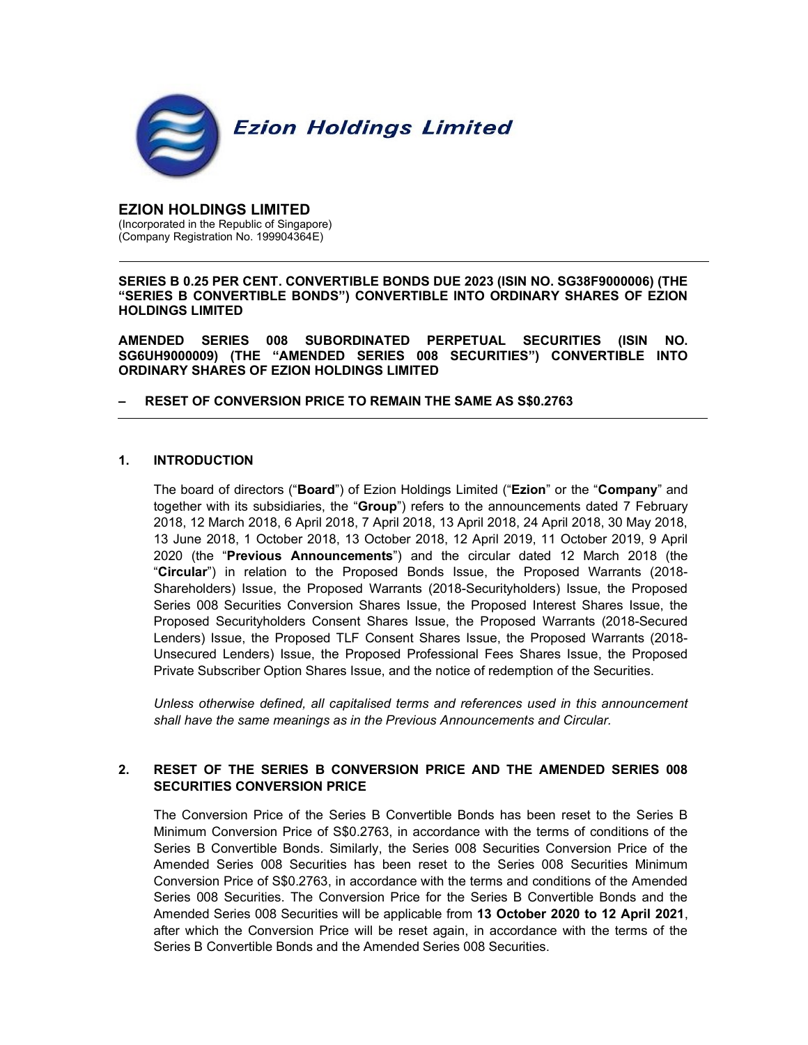Ezion Holdings Limited

# EZION HOLDINGS LIMITED

(Incorporated in the Republic of Singapore)
(Company Registration No. 199904364E)

---

**SERIES B 0.25 PER CENT. CONVERTIBLE BONDS DUE 2023 (ISIN NO. SG38F9000006) (THE "SERIES B CONVERTIBLE BONDS") CONVERTIBLE INTO ORDINARY SHARES OF EZION HOLDINGS LIMITED**

**AMENDED SERIES 008 SUBORDINATED PERPETUAL SECURITIES (ISIN NO. SG6UH9000009) (THE "AMENDED SERIES 008 SECURITIES") CONVERTIBLE INTO ORDINARY SHARES OF EZION HOLDINGS LIMITED**

**– RESET OF CONVERSION PRICE TO REMAIN THE SAME AS S$0.2763**

---

## 1. INTRODUCTION

The board of directors ("**Board**") of Ezion Holdings Limited ("**Ezion**" or the "**Company**" and together with its subsidiaries, the "**Group**") refers to the announcements dated 7 February 2018, 12 March 2018, 6 April 2018, 7 April 2018, 13 April 2018, 24 April 2018, 30 May 2018, 13 June 2018, 1 October 2018, 13 October 2018, 12 April 2019, 11 October 2019, 9 April 2020 (the "**Previous Announcements**") and the circular dated 12 March 2018 (the "**Circular**") in relation to the Proposed Bonds Issue, the Proposed Warrants (2018-Shareholders) Issue, the Proposed Warrants (2018-Securityholders) Issue, the Proposed Series 008 Securities Conversion Shares Issue, the Proposed Interest Shares Issue, the Proposed Securityholders Consent Shares Issue, the Proposed Warrants (2018-Secured Lenders) Issue, the Proposed TLF Consent Shares Issue, the Proposed Warrants (2018-Unsecured Lenders) Issue, the Proposed Professional Fees Shares Issue, the Proposed Private Subscriber Option Shares Issue, and the notice of redemption of the Securities.

*Unless otherwise defined, all capitalised terms and references used in this announcement shall have the same meanings as in the Previous Announcements and Circular.*

## 2. RESET OF THE SERIES B CONVERSION PRICE AND THE AMENDED SERIES 008 SECURITIES CONVERSION PRICE

The Conversion Price of the Series B Convertible Bonds has been reset to the Series B Minimum Conversion Price of S$0.2763, in accordance with the terms of conditions of the Series B Convertible Bonds. Similarly, the Series 008 Securities Conversion Price of the Amended Series 008 Securities has been reset to the Series 008 Securities Minimum Conversion Price of S$0.2763, in accordance with the terms and conditions of the Amended Series 008 Securities. The Conversion Price for the Series B Convertible Bonds and the Amended Series 008 Securities will be applicable from **13 October 2020 to 12 April 2021**, after which the Conversion Price will be reset again, in accordance with the terms of the Series B Convertible Bonds and the Amended Series 008 Securities.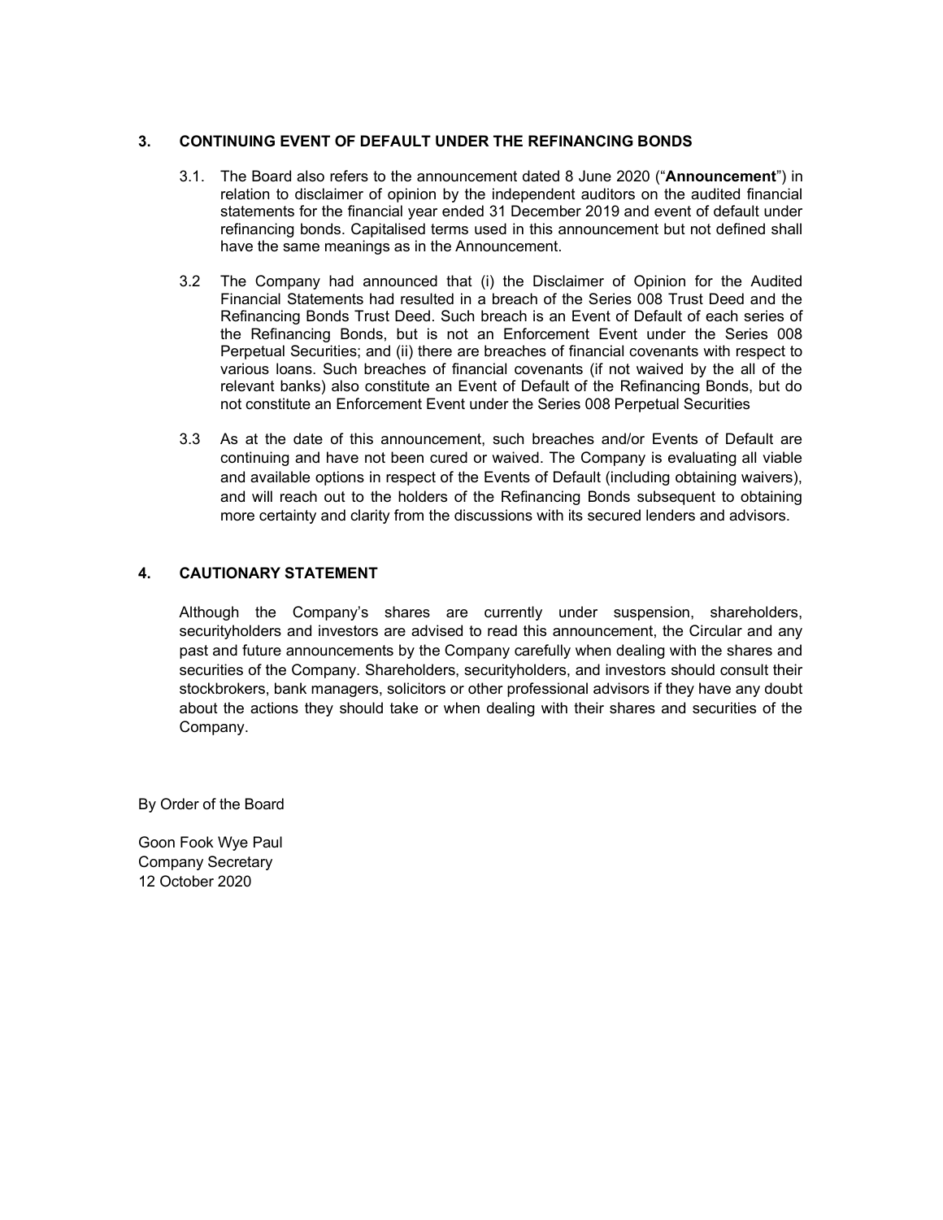## 3. CONTINUING EVENT OF DEFAULT UNDER THE REFINANCING BONDS

3.1. The Board also refers to the announcement dated 8 June 2020 ("**Announcement**") in relation to disclaimer of opinion by the independent auditors on the audited financial statements for the financial year ended 31 December 2019 and event of default under refinancing bonds. Capitalised terms used in this announcement but not defined shall have the same meanings as in the Announcement.

3.2 The Company had announced that (i) the Disclaimer of Opinion for the Audited Financial Statements had resulted in a breach of the Series 008 Trust Deed and the Refinancing Bonds Trust Deed. Such breach is an Event of Default of each series of the Refinancing Bonds, but is not an Enforcement Event under the Series 008 Perpetual Securities; and (ii) there are breaches of financial covenants with respect to various loans. Such breaches of financial covenants (if not waived by the all of the relevant banks) also constitute an Event of Default of the Refinancing Bonds, but do not constitute an Enforcement Event under the Series 008 Perpetual Securities

3.3 As at the date of this announcement, such breaches and/or Events of Default are continuing and have not been cured or waived. The Company is evaluating all viable and available options in respect of the Events of Default (including obtaining waivers), and will reach out to the holders of the Refinancing Bonds subsequent to obtaining more certainty and clarity from the discussions with its secured lenders and advisors.

## 4. CAUTIONARY STATEMENT

Although the Company's shares are currently under suspension, shareholders, securityholders and investors are advised to read this announcement, the Circular and any past and future announcements by the Company carefully when dealing with the shares and securities of the Company. Shareholders, securityholders, and investors should consult their stockbrokers, bank managers, solicitors or other professional advisors if they have any doubt about the actions they should take or when dealing with their shares and securities of the Company.

By Order of the Board

Goon Fook Wye Paul
Company Secretary
12 October 2020